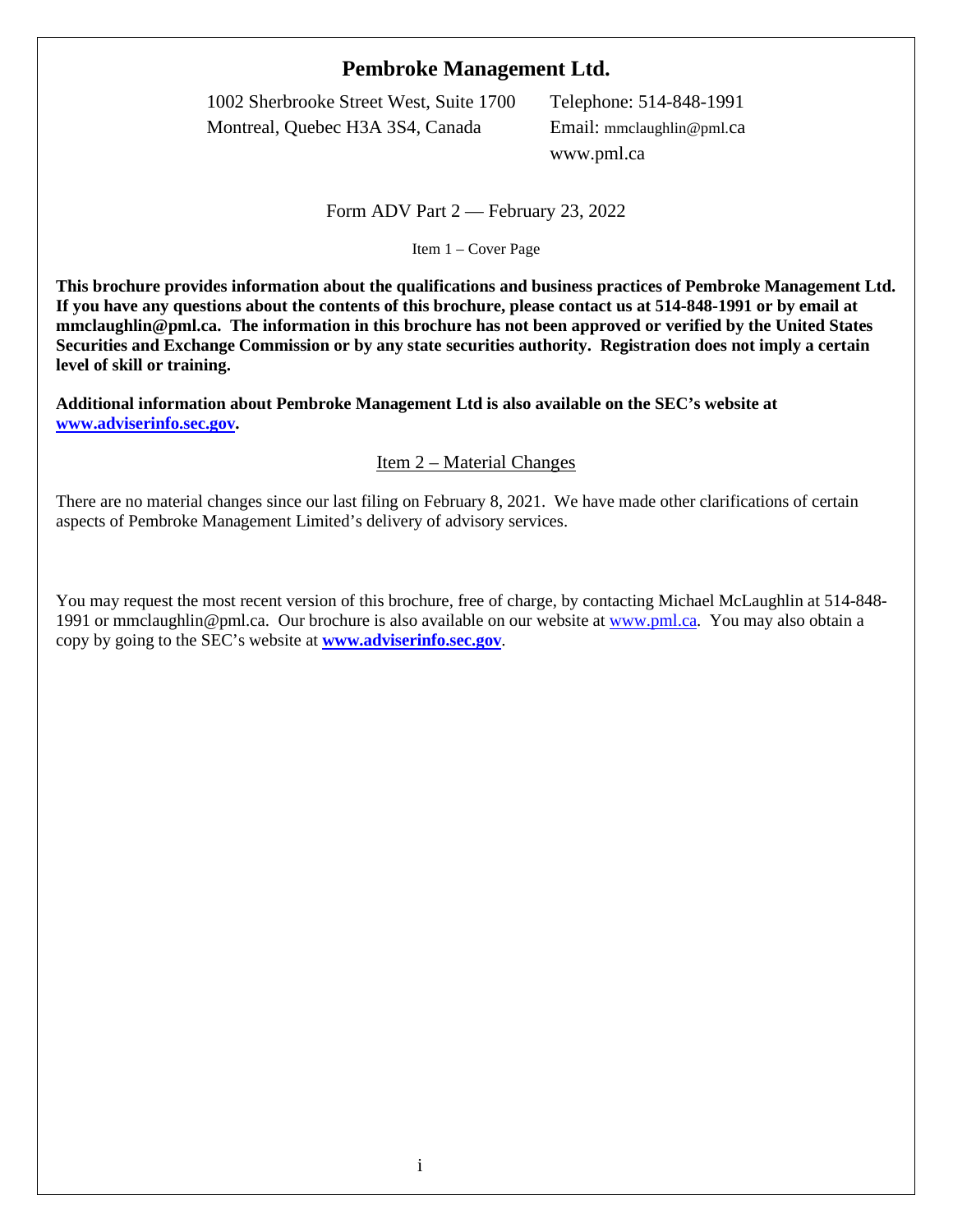# Pembroke Management Ltd.

1002 Sherbrooke Street West, Suite 1700
Montreal, Quebec H3A 3S4, Canada

Telephone: 514-848-1991
Email: mmclaughlin@pml.ca
www.pml.ca

Form ADV Part 2 — February 23, 2022

Item 1 – Cover Page

**This brochure provides information about the qualifications and business practices of Pembroke Management Ltd. If you have any questions about the contents of this brochure, please contact us at 514-848-1991 or by email at mmclaughlin@pml.ca. The information in this brochure has not been approved or verified by the United States Securities and Exchange Commission or by any state securities authority. Registration does not imply a certain level of skill or training.**

**Additional information about Pembroke Management Ltd is also available on the SEC's website at [www.adviserinfo.sec.gov](http://www.adviserinfo.sec.gov).**

## Item 2 – Material Changes

There are no material changes since our last filing on February 8, 2021. We have made other clarifications of certain aspects of Pembroke Management Limited's delivery of advisory services.

You may request the most recent version of this brochure, free of charge, by contacting Michael McLaughlin at 514-848-1991 or mmclaughlin@pml.ca. Our brochure is also available on our website at [www.pml.ca](http://www.pml.ca). You may also obtain a copy by going to the SEC's website at **[www.adviserinfo.sec.gov](http://www.adviserinfo.sec.gov)**.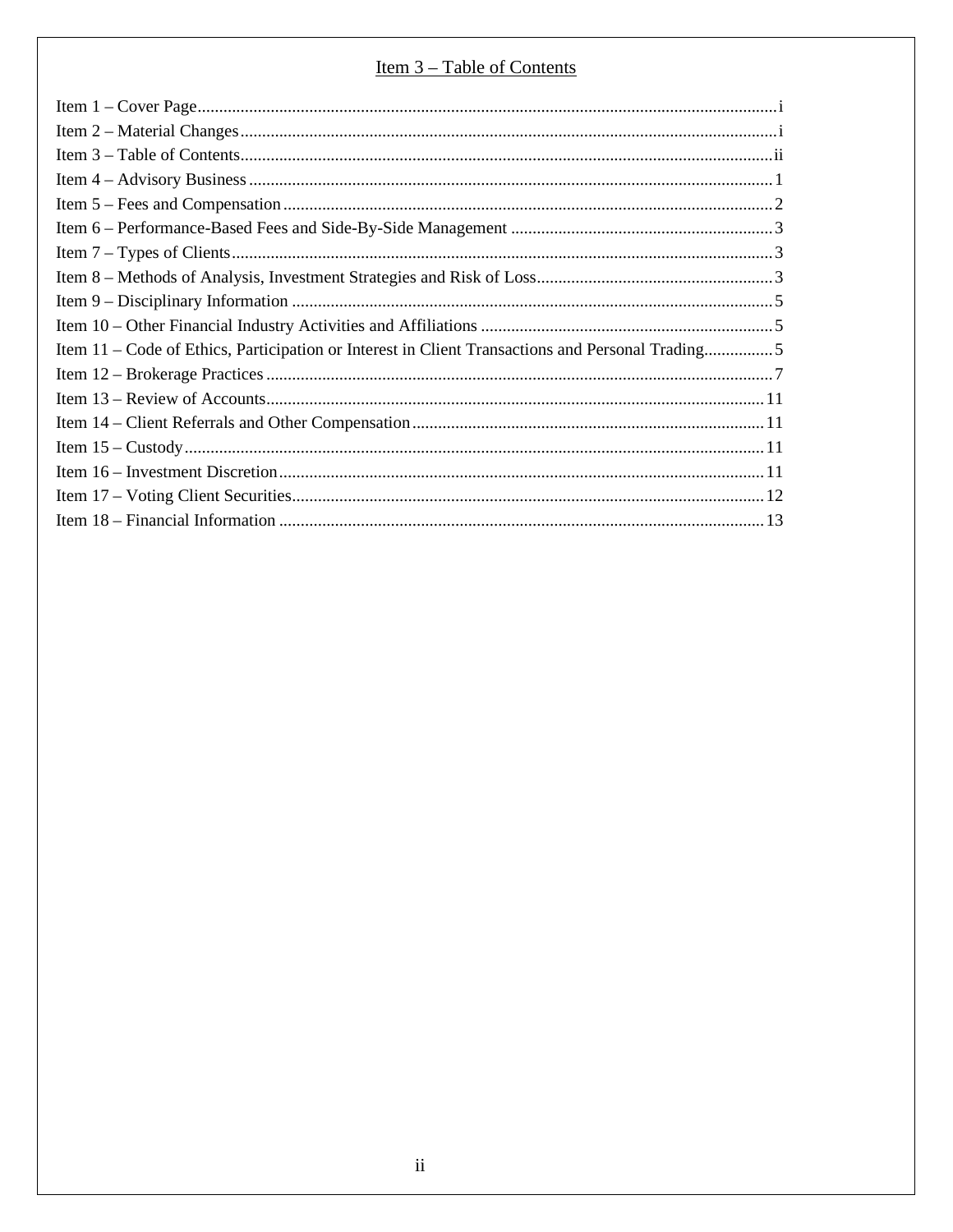# Item 3 – Table of Contents

Item 1 – Cover Page ..... i
Item 2 – Material Changes ..... i
Item 3 – Table of Contents ..... ii
Item 4 – Advisory Business ..... 1
Item 5 – Fees and Compensation ..... 2
Item 6 – Performance-Based Fees and Side-By-Side Management ..... 3
Item 7 – Types of Clients ..... 3
Item 8 – Methods of Analysis, Investment Strategies and Risk of Loss ..... 3
Item 9 – Disciplinary Information ..... 5
Item 10 – Other Financial Industry Activities and Affiliations ..... 5
Item 11 – Code of Ethics, Participation or Interest in Client Transactions and Personal Trading ..... 5
Item 12 – Brokerage Practices ..... 7
Item 13 – Review of Accounts ..... 11
Item 14 – Client Referrals and Other Compensation ..... 11
Item 15 – Custody ..... 11
Item 16 – Investment Discretion ..... 11
Item 17 – Voting Client Securities ..... 12
Item 18 – Financial Information ..... 13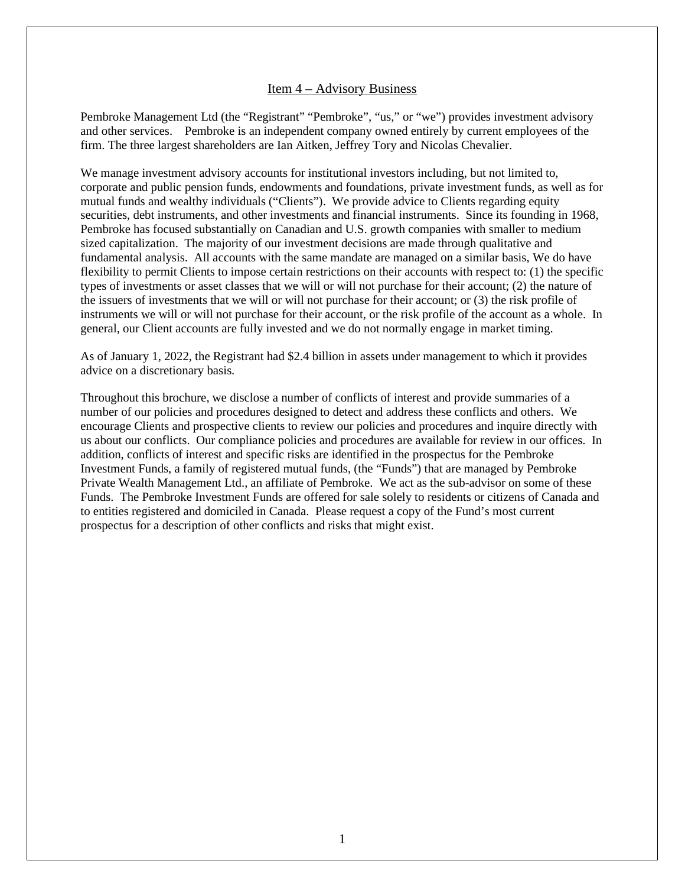## Item 4 – Advisory Business

Pembroke Management Ltd (the "Registrant" "Pembroke", "us," or "we") provides investment advisory and other services. Pembroke is an independent company owned entirely by current employees of the firm. The three largest shareholders are Ian Aitken, Jeffrey Tory and Nicolas Chevalier.

We manage investment advisory accounts for institutional investors including, but not limited to, corporate and public pension funds, endowments and foundations, private investment funds, as well as for mutual funds and wealthy individuals ("Clients"). We provide advice to Clients regarding equity securities, debt instruments, and other investments and financial instruments. Since its founding in 1968, Pembroke has focused substantially on Canadian and U.S. growth companies with smaller to medium sized capitalization. The majority of our investment decisions are made through qualitative and fundamental analysis. All accounts with the same mandate are managed on a similar basis, We do have flexibility to permit Clients to impose certain restrictions on their accounts with respect to: (1) the specific types of investments or asset classes that we will or will not purchase for their account; (2) the nature of the issuers of investments that we will or will not purchase for their account; or (3) the risk profile of instruments we will or will not purchase for their account, or the risk profile of the account as a whole. In general, our Client accounts are fully invested and we do not normally engage in market timing.

As of January 1, 2022, the Registrant had $2.4 billion in assets under management to which it provides advice on a discretionary basis.

Throughout this brochure, we disclose a number of conflicts of interest and provide summaries of a number of our policies and procedures designed to detect and address these conflicts and others. We encourage Clients and prospective clients to review our policies and procedures and inquire directly with us about our conflicts. Our compliance policies and procedures are available for review in our offices. In addition, conflicts of interest and specific risks are identified in the prospectus for the Pembroke Investment Funds, a family of registered mutual funds, (the "Funds") that are managed by Pembroke Private Wealth Management Ltd., an affiliate of Pembroke. We act as the sub-advisor on some of these Funds. The Pembroke Investment Funds are offered for sale solely to residents or citizens of Canada and to entities registered and domiciled in Canada. Please request a copy of the Fund's most current prospectus for a description of other conflicts and risks that might exist.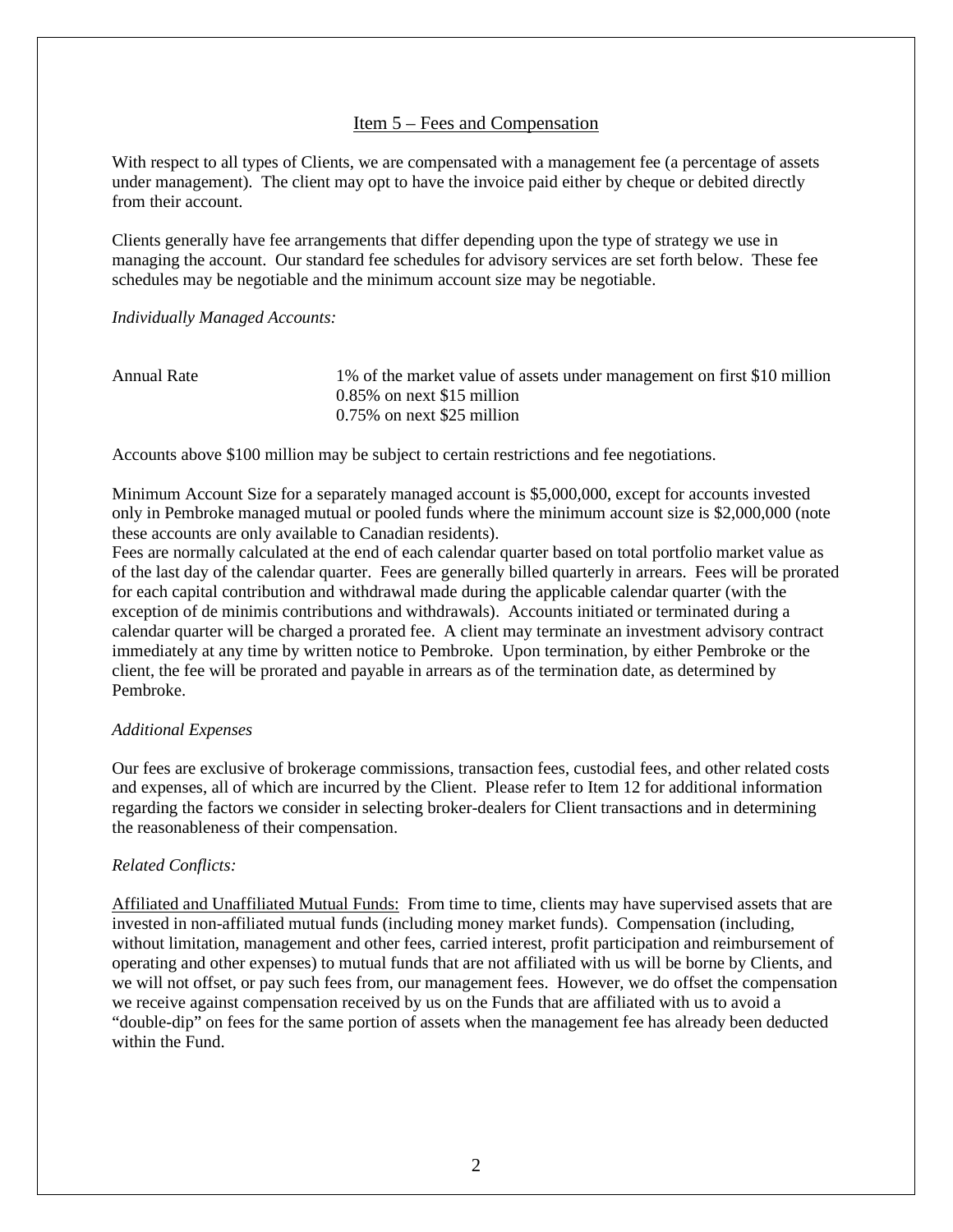## Item 5 – Fees and Compensation

With respect to all types of Clients, we are compensated with a management fee (a percentage of assets under management). The client may opt to have the invoice paid either by cheque or debited directly from their account.

Clients generally have fee arrangements that differ depending upon the type of strategy we use in managing the account. Our standard fee schedules for advisory services are set forth below. These fee schedules may be negotiable and the minimum account size may be negotiable.

*Individually Managed Accounts:*

| Annual Rate | 1% of the market value of assets under management on first $10 million |
|---|---|
| | 0.85% on next $15 million |
| | 0.75% on next $25 million |

Accounts above $100 million may be subject to certain restrictions and fee negotiations.

Minimum Account Size for a separately managed account is $5,000,000, except for accounts invested only in Pembroke managed mutual or pooled funds where the minimum account size is $2,000,000 (note these accounts are only available to Canadian residents).
Fees are normally calculated at the end of each calendar quarter based on total portfolio market value as of the last day of the calendar quarter. Fees are generally billed quarterly in arrears. Fees will be prorated for each capital contribution and withdrawal made during the applicable calendar quarter (with the exception of de minimis contributions and withdrawals). Accounts initiated or terminated during a calendar quarter will be charged a prorated fee. A client may terminate an investment advisory contract immediately at any time by written notice to Pembroke. Upon termination, by either Pembroke or the client, the fee will be prorated and payable in arrears as of the termination date, as determined by Pembroke.

*Additional Expenses*

Our fees are exclusive of brokerage commissions, transaction fees, custodial fees, and other related costs and expenses, all of which are incurred by the Client. Please refer to Item 12 for additional information regarding the factors we consider in selecting broker-dealers for Client transactions and in determining the reasonableness of their compensation.

*Related Conflicts:*

Affiliated and Unaffiliated Mutual Funds: From time to time, clients may have supervised assets that are invested in non-affiliated mutual funds (including money market funds). Compensation (including, without limitation, management and other fees, carried interest, profit participation and reimbursement of operating and other expenses) to mutual funds that are not affiliated with us will be borne by Clients, and we will not offset, or pay such fees from, our management fees. However, we do offset the compensation we receive against compensation received by us on the Funds that are affiliated with us to avoid a "double-dip" on fees for the same portion of assets when the management fee has already been deducted within the Fund.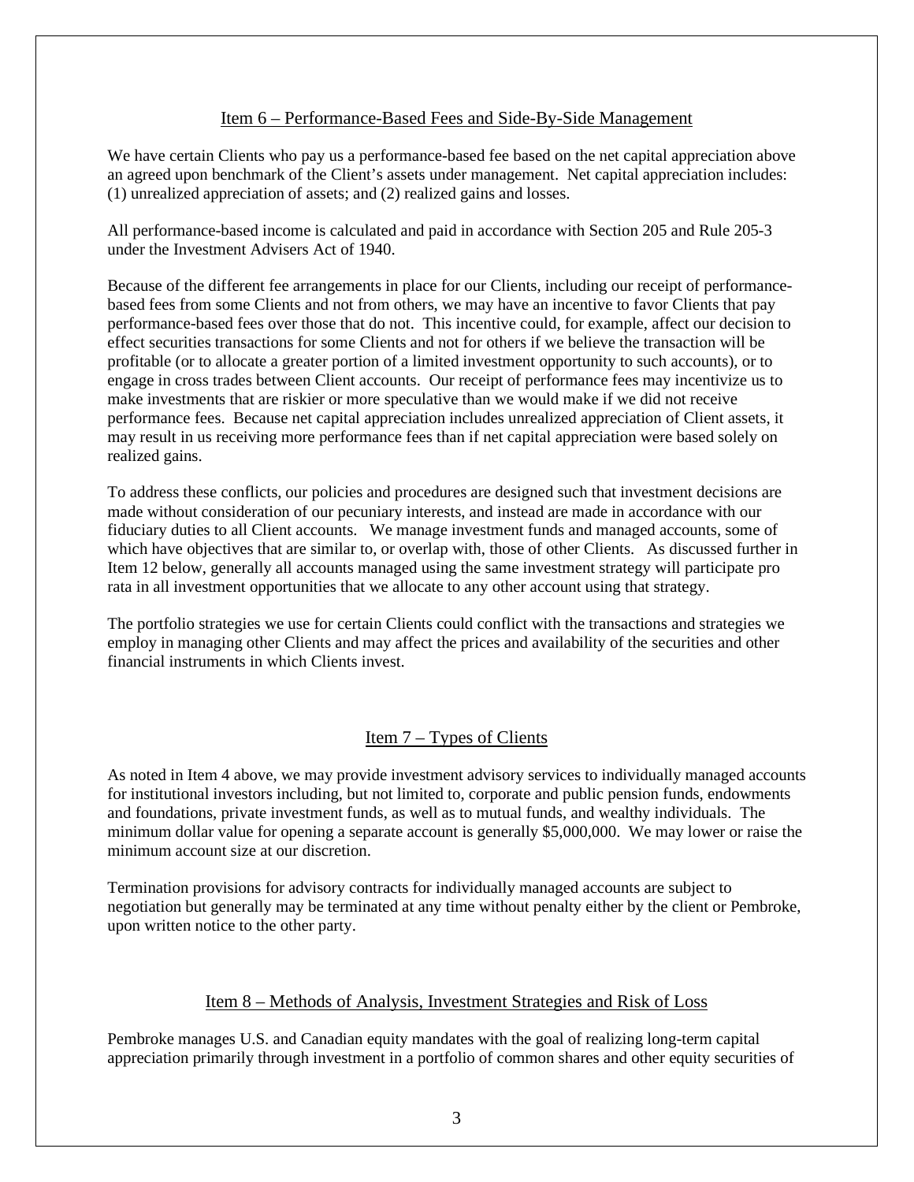## Item 6 – Performance-Based Fees and Side-By-Side Management

We have certain Clients who pay us a performance-based fee based on the net capital appreciation above an agreed upon benchmark of the Client's assets under management. Net capital appreciation includes: (1) unrealized appreciation of assets; and (2) realized gains and losses.

All performance-based income is calculated and paid in accordance with Section 205 and Rule 205-3 under the Investment Advisers Act of 1940.

Because of the different fee arrangements in place for our Clients, including our receipt of performance-based fees from some Clients and not from others, we may have an incentive to favor Clients that pay performance-based fees over those that do not. This incentive could, for example, affect our decision to effect securities transactions for some Clients and not for others if we believe the transaction will be profitable (or to allocate a greater portion of a limited investment opportunity to such accounts), or to engage in cross trades between Client accounts. Our receipt of performance fees may incentivize us to make investments that are riskier or more speculative than we would make if we did not receive performance fees. Because net capital appreciation includes unrealized appreciation of Client assets, it may result in us receiving more performance fees than if net capital appreciation were based solely on realized gains.

To address these conflicts, our policies and procedures are designed such that investment decisions are made without consideration of our pecuniary interests, and instead are made in accordance with our fiduciary duties to all Client accounts. We manage investment funds and managed accounts, some of which have objectives that are similar to, or overlap with, those of other Clients. As discussed further in Item 12 below, generally all accounts managed using the same investment strategy will participate pro rata in all investment opportunities that we allocate to any other account using that strategy.

The portfolio strategies we use for certain Clients could conflict with the transactions and strategies we employ in managing other Clients and may affect the prices and availability of the securities and other financial instruments in which Clients invest.

## Item 7 – Types of Clients

As noted in Item 4 above, we may provide investment advisory services to individually managed accounts for institutional investors including, but not limited to, corporate and public pension funds, endowments and foundations, private investment funds, as well as to mutual funds, and wealthy individuals. The minimum dollar value for opening a separate account is generally $5,000,000. We may lower or raise the minimum account size at our discretion.

Termination provisions for advisory contracts for individually managed accounts are subject to negotiation but generally may be terminated at any time without penalty either by the client or Pembroke, upon written notice to the other party.

## Item 8 – Methods of Analysis, Investment Strategies and Risk of Loss

Pembroke manages U.S. and Canadian equity mandates with the goal of realizing long-term capital appreciation primarily through investment in a portfolio of common shares and other equity securities of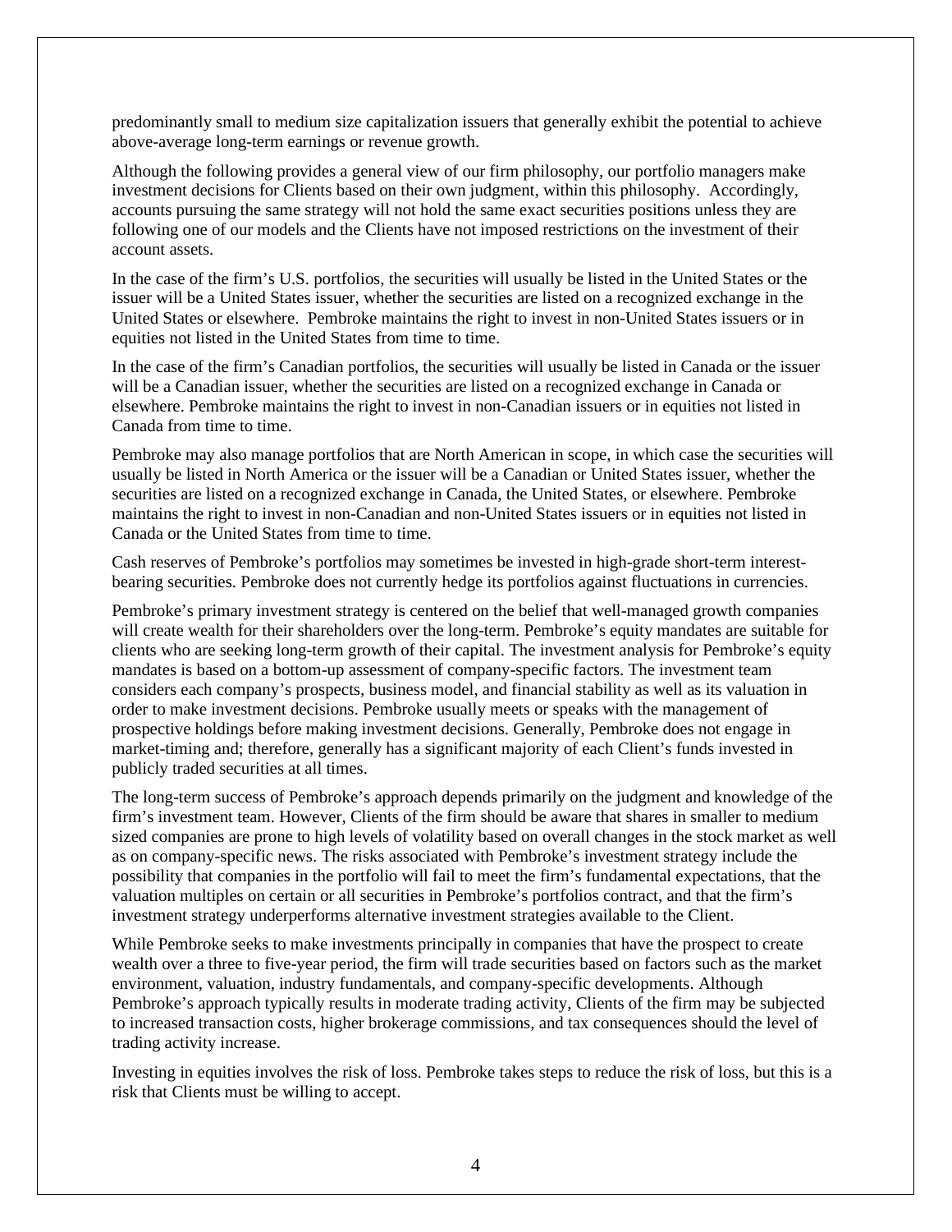predominantly small to medium size capitalization issuers that generally exhibit the potential to achieve above-average long-term earnings or revenue growth.

Although the following provides a general view of our firm philosophy, our portfolio managers make investment decisions for Clients based on their own judgment, within this philosophy. Accordingly, accounts pursuing the same strategy will not hold the same exact securities positions unless they are following one of our models and the Clients have not imposed restrictions on the investment of their account assets.

In the case of the firm's U.S. portfolios, the securities will usually be listed in the United States or the issuer will be a United States issuer, whether the securities are listed on a recognized exchange in the United States or elsewhere. Pembroke maintains the right to invest in non-United States issuers or in equities not listed in the United States from time to time.

In the case of the firm's Canadian portfolios, the securities will usually be listed in Canada or the issuer will be a Canadian issuer, whether the securities are listed on a recognized exchange in Canada or elsewhere. Pembroke maintains the right to invest in non-Canadian issuers or in equities not listed in Canada from time to time.

Pembroke may also manage portfolios that are North American in scope, in which case the securities will usually be listed in North America or the issuer will be a Canadian or United States issuer, whether the securities are listed on a recognized exchange in Canada, the United States, or elsewhere. Pembroke maintains the right to invest in non-Canadian and non-United States issuers or in equities not listed in Canada or the United States from time to time.

Cash reserves of Pembroke's portfolios may sometimes be invested in high-grade short-term interest-bearing securities. Pembroke does not currently hedge its portfolios against fluctuations in currencies.

Pembroke's primary investment strategy is centered on the belief that well-managed growth companies will create wealth for their shareholders over the long-term. Pembroke's equity mandates are suitable for clients who are seeking long-term growth of their capital. The investment analysis for Pembroke's equity mandates is based on a bottom-up assessment of company-specific factors. The investment team considers each company's prospects, business model, and financial stability as well as its valuation in order to make investment decisions. Pembroke usually meets or speaks with the management of prospective holdings before making investment decisions. Generally, Pembroke does not engage in market-timing and; therefore, generally has a significant majority of each Client's funds invested in publicly traded securities at all times.

The long-term success of Pembroke's approach depends primarily on the judgment and knowledge of the firm's investment team. However, Clients of the firm should be aware that shares in smaller to medium sized companies are prone to high levels of volatility based on overall changes in the stock market as well as on company-specific news. The risks associated with Pembroke's investment strategy include the possibility that companies in the portfolio will fail to meet the firm's fundamental expectations, that the valuation multiples on certain or all securities in Pembroke's portfolios contract, and that the firm's investment strategy underperforms alternative investment strategies available to the Client.

While Pembroke seeks to make investments principally in companies that have the prospect to create wealth over a three to five-year period, the firm will trade securities based on factors such as the market environment, valuation, industry fundamentals, and company-specific developments. Although Pembroke's approach typically results in moderate trading activity, Clients of the firm may be subjected to increased transaction costs, higher brokerage commissions, and tax consequences should the level of trading activity increase.

Investing in equities involves the risk of loss. Pembroke takes steps to reduce the risk of loss, but this is a risk that Clients must be willing to accept.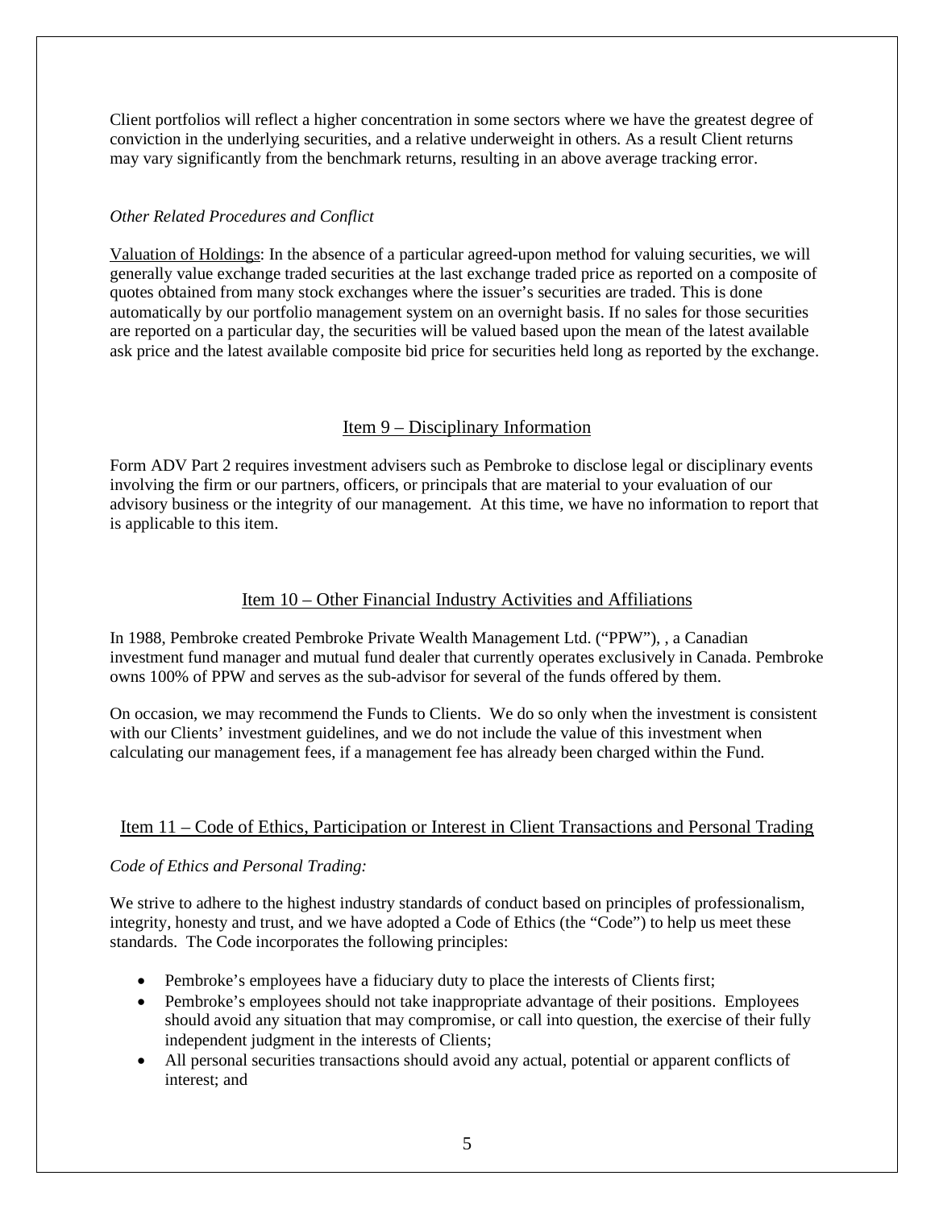Client portfolios will reflect a higher concentration in some sectors where we have the greatest degree of conviction in the underlying securities, and a relative underweight in others. As a result Client returns may vary significantly from the benchmark returns, resulting in an above average tracking error.

*Other Related Procedures and Conflict*

Valuation of Holdings: In the absence of a particular agreed-upon method for valuing securities, we will generally value exchange traded securities at the last exchange traded price as reported on a composite of quotes obtained from many stock exchanges where the issuer's securities are traded. This is done automatically by our portfolio management system on an overnight basis. If no sales for those securities are reported on a particular day, the securities will be valued based upon the mean of the latest available ask price and the latest available composite bid price for securities held long as reported by the exchange.

## Item 9 – Disciplinary Information

Form ADV Part 2 requires investment advisers such as Pembroke to disclose legal or disciplinary events involving the firm or our partners, officers, or principals that are material to your evaluation of our advisory business or the integrity of our management. At this time, we have no information to report that is applicable to this item.

## Item 10 – Other Financial Industry Activities and Affiliations

In 1988, Pembroke created Pembroke Private Wealth Management Ltd. ("PPW"), , a Canadian investment fund manager and mutual fund dealer that currently operates exclusively in Canada. Pembroke owns 100% of PPW and serves as the sub-advisor for several of the funds offered by them.

On occasion, we may recommend the Funds to Clients. We do so only when the investment is consistent with our Clients' investment guidelines, and we do not include the value of this investment when calculating our management fees, if a management fee has already been charged within the Fund.

## Item 11 – Code of Ethics, Participation or Interest in Client Transactions and Personal Trading

*Code of Ethics and Personal Trading:*

We strive to adhere to the highest industry standards of conduct based on principles of professionalism, integrity, honesty and trust, and we have adopted a Code of Ethics (the "Code") to help us meet these standards. The Code incorporates the following principles:

- Pembroke's employees have a fiduciary duty to place the interests of Clients first;
- Pembroke's employees should not take inappropriate advantage of their positions. Employees should avoid any situation that may compromise, or call into question, the exercise of their fully independent judgment in the interests of Clients;
- All personal securities transactions should avoid any actual, potential or apparent conflicts of interest; and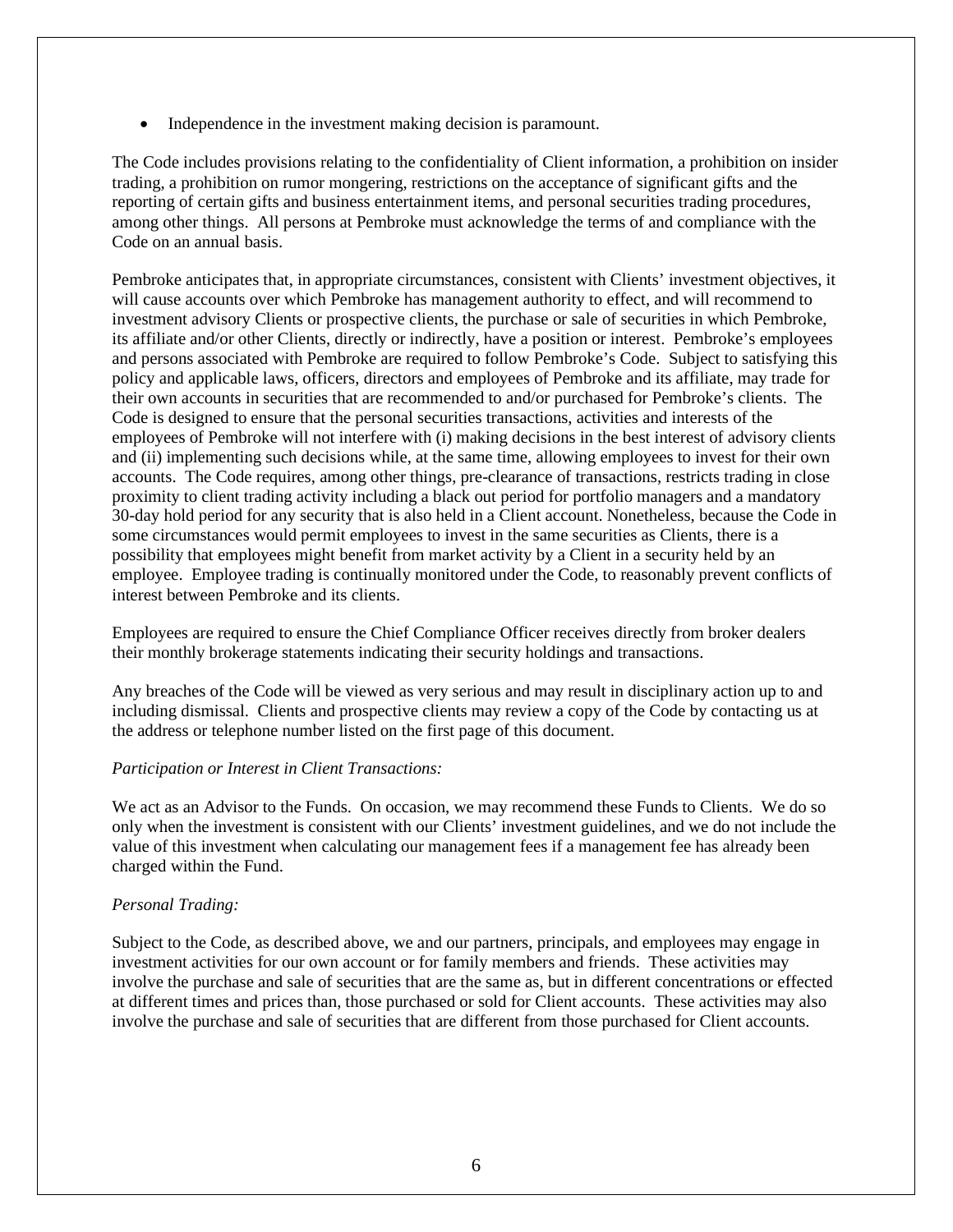- Independence in the investment making decision is paramount.

The Code includes provisions relating to the confidentiality of Client information, a prohibition on insider trading, a prohibition on rumor mongering, restrictions on the acceptance of significant gifts and the reporting of certain gifts and business entertainment items, and personal securities trading procedures, among other things. All persons at Pembroke must acknowledge the terms of and compliance with the Code on an annual basis.

Pembroke anticipates that, in appropriate circumstances, consistent with Clients' investment objectives, it will cause accounts over which Pembroke has management authority to effect, and will recommend to investment advisory Clients or prospective clients, the purchase or sale of securities in which Pembroke, its affiliate and/or other Clients, directly or indirectly, have a position or interest. Pembroke's employees and persons associated with Pembroke are required to follow Pembroke's Code. Subject to satisfying this policy and applicable laws, officers, directors and employees of Pembroke and its affiliate, may trade for their own accounts in securities that are recommended to and/or purchased for Pembroke's clients. The Code is designed to ensure that the personal securities transactions, activities and interests of the employees of Pembroke will not interfere with (i) making decisions in the best interest of advisory clients and (ii) implementing such decisions while, at the same time, allowing employees to invest for their own accounts. The Code requires, among other things, pre-clearance of transactions, restricts trading in close proximity to client trading activity including a black out period for portfolio managers and a mandatory 30-day hold period for any security that is also held in a Client account. Nonetheless, because the Code in some circumstances would permit employees to invest in the same securities as Clients, there is a possibility that employees might benefit from market activity by a Client in a security held by an employee. Employee trading is continually monitored under the Code, to reasonably prevent conflicts of interest between Pembroke and its clients.

Employees are required to ensure the Chief Compliance Officer receives directly from broker dealers their monthly brokerage statements indicating their security holdings and transactions.

Any breaches of the Code will be viewed as very serious and may result in disciplinary action up to and including dismissal. Clients and prospective clients may review a copy of the Code by contacting us at the address or telephone number listed on the first page of this document.

*Participation or Interest in Client Transactions:*

We act as an Advisor to the Funds. On occasion, we may recommend these Funds to Clients. We do so only when the investment is consistent with our Clients' investment guidelines, and we do not include the value of this investment when calculating our management fees if a management fee has already been charged within the Fund.

*Personal Trading:*

Subject to the Code, as described above, we and our partners, principals, and employees may engage in investment activities for our own account or for family members and friends. These activities may involve the purchase and sale of securities that are the same as, but in different concentrations or effected at different times and prices than, those purchased or sold for Client accounts. These activities may also involve the purchase and sale of securities that are different from those purchased for Client accounts.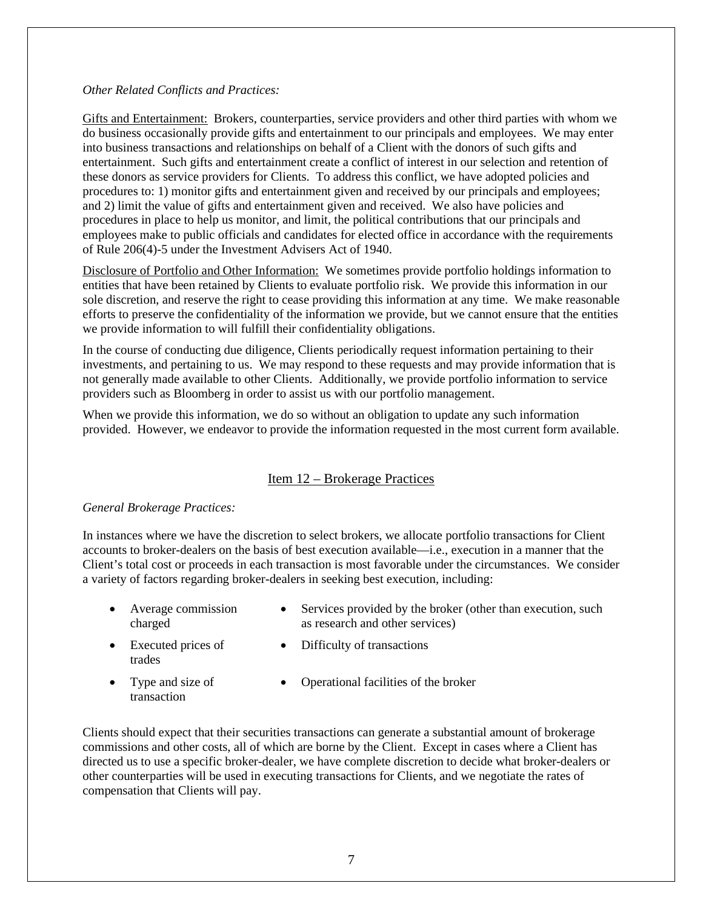*Other Related Conflicts and Practices:*

Gifts and Entertainment: Brokers, counterparties, service providers and other third parties with whom we do business occasionally provide gifts and entertainment to our principals and employees. We may enter into business transactions and relationships on behalf of a Client with the donors of such gifts and entertainment. Such gifts and entertainment create a conflict of interest in our selection and retention of these donors as service providers for Clients. To address this conflict, we have adopted policies and procedures to: 1) monitor gifts and entertainment given and received by our principals and employees; and 2) limit the value of gifts and entertainment given and received. We also have policies and procedures in place to help us monitor, and limit, the political contributions that our principals and employees make to public officials and candidates for elected office in accordance with the requirements of Rule 206(4)-5 under the Investment Advisers Act of 1940.

Disclosure of Portfolio and Other Information: We sometimes provide portfolio holdings information to entities that have been retained by Clients to evaluate portfolio risk. We provide this information in our sole discretion, and reserve the right to cease providing this information at any time. We make reasonable efforts to preserve the confidentiality of the information we provide, but we cannot ensure that the entities we provide information to will fulfill their confidentiality obligations.

In the course of conducting due diligence, Clients periodically request information pertaining to their investments, and pertaining to us. We may respond to these requests and may provide information that is not generally made available to other Clients. Additionally, we provide portfolio information to service providers such as Bloomberg in order to assist us with our portfolio management.

When we provide this information, we do so without an obligation to update any such information provided. However, we endeavor to provide the information requested in the most current form available.

## Item 12 – Brokerage Practices

*General Brokerage Practices:*

In instances where we have the discretion to select brokers, we allocate portfolio transactions for Client accounts to broker-dealers on the basis of best execution available—i.e., execution in a manner that the Client's total cost or proceeds in each transaction is most favorable under the circumstances. We consider a variety of factors regarding broker-dealers in seeking best execution, including:

- Average commission charged
- Executed prices of trades
- Type and size of transaction
- Services provided by the broker (other than execution, such as research and other services)
- Difficulty of transactions
- Operational facilities of the broker

Clients should expect that their securities transactions can generate a substantial amount of brokerage commissions and other costs, all of which are borne by the Client. Except in cases where a Client has directed us to use a specific broker-dealer, we have complete discretion to decide what broker-dealers or other counterparties will be used in executing transactions for Clients, and we negotiate the rates of compensation that Clients will pay.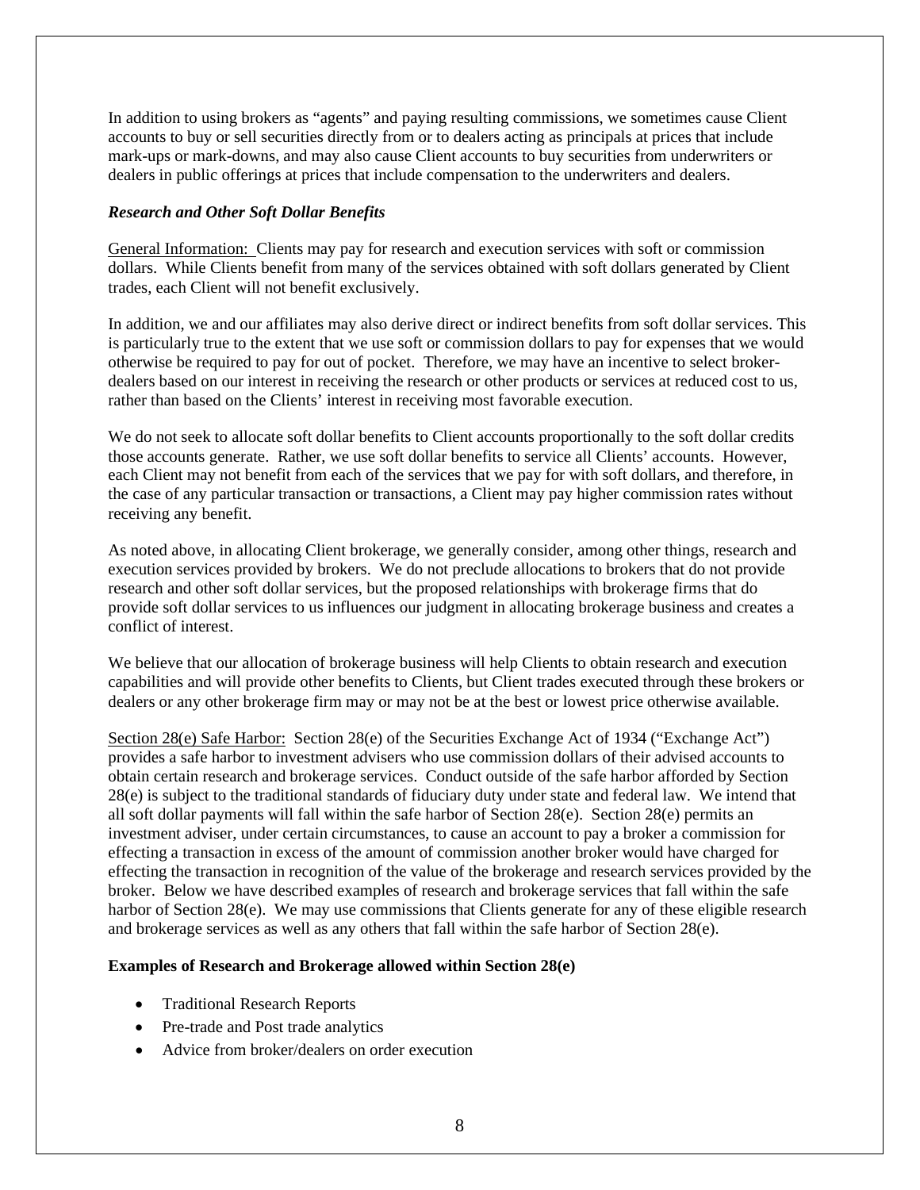In addition to using brokers as "agents" and paying resulting commissions, we sometimes cause Client accounts to buy or sell securities directly from or to dealers acting as principals at prices that include mark-ups or mark-downs, and may also cause Client accounts to buy securities from underwriters or dealers in public offerings at prices that include compensation to the underwriters and dealers.

***Research and Other Soft Dollar Benefits***

General Information: Clients may pay for research and execution services with soft or commission dollars. While Clients benefit from many of the services obtained with soft dollars generated by Client trades, each Client will not benefit exclusively.

In addition, we and our affiliates may also derive direct or indirect benefits from soft dollar services. This is particularly true to the extent that we use soft or commission dollars to pay for expenses that we would otherwise be required to pay for out of pocket. Therefore, we may have an incentive to select broker-dealers based on our interest in receiving the research or other products or services at reduced cost to us, rather than based on the Clients' interest in receiving most favorable execution.

We do not seek to allocate soft dollar benefits to Client accounts proportionally to the soft dollar credits those accounts generate. Rather, we use soft dollar benefits to service all Clients' accounts. However, each Client may not benefit from each of the services that we pay for with soft dollars, and therefore, in the case of any particular transaction or transactions, a Client may pay higher commission rates without receiving any benefit.

As noted above, in allocating Client brokerage, we generally consider, among other things, research and execution services provided by brokers. We do not preclude allocations to brokers that do not provide research and other soft dollar services, but the proposed relationships with brokerage firms that do provide soft dollar services to us influences our judgment in allocating brokerage business and creates a conflict of interest.

We believe that our allocation of brokerage business will help Clients to obtain research and execution capabilities and will provide other benefits to Clients, but Client trades executed through these brokers or dealers or any other brokerage firm may or may not be at the best or lowest price otherwise available.

Section 28(e) Safe Harbor: Section 28(e) of the Securities Exchange Act of 1934 ("Exchange Act") provides a safe harbor to investment advisers who use commission dollars of their advised accounts to obtain certain research and brokerage services. Conduct outside of the safe harbor afforded by Section 28(e) is subject to the traditional standards of fiduciary duty under state and federal law. We intend that all soft dollar payments will fall within the safe harbor of Section 28(e). Section 28(e) permits an investment adviser, under certain circumstances, to cause an account to pay a broker a commission for effecting a transaction in excess of the amount of commission another broker would have charged for effecting the transaction in recognition of the value of the brokerage and research services provided by the broker. Below we have described examples of research and brokerage services that fall within the safe harbor of Section 28(e). We may use commissions that Clients generate for any of these eligible research and brokerage services as well as any others that fall within the safe harbor of Section 28(e).

**Examples of Research and Brokerage allowed within Section 28(e)**

- Traditional Research Reports
- Pre-trade and Post trade analytics
- Advice from broker/dealers on order execution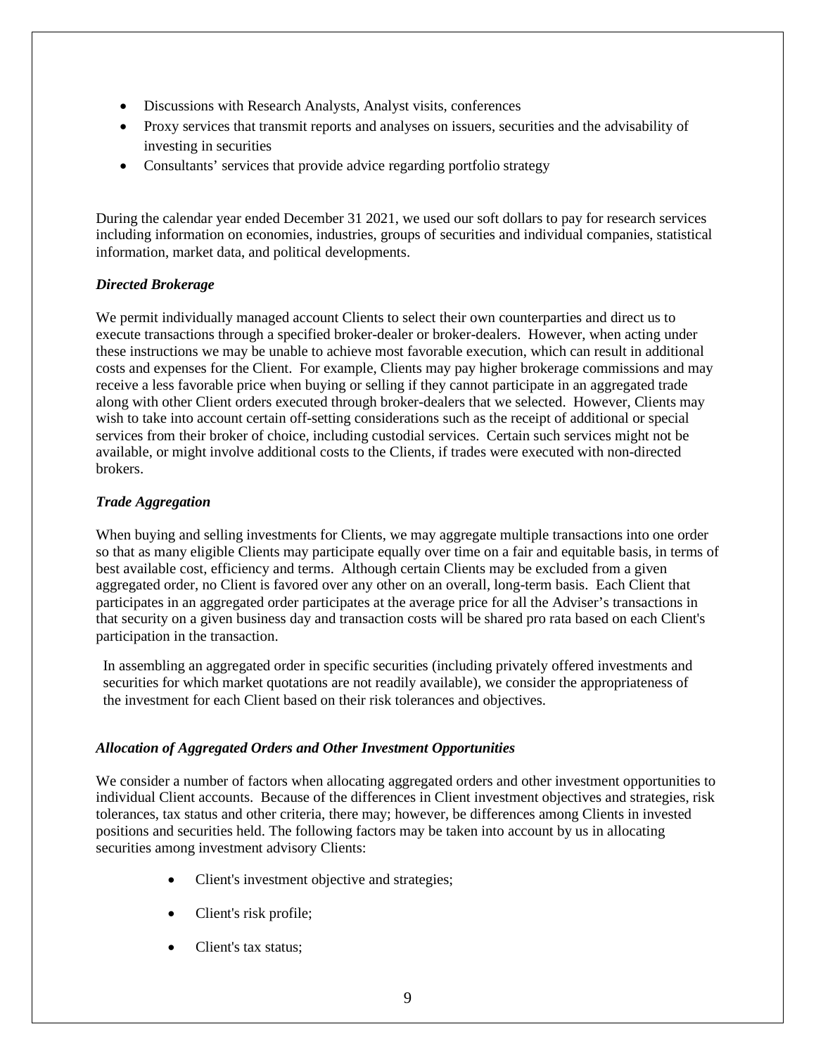- Discussions with Research Analysts, Analyst visits, conferences
- Proxy services that transmit reports and analyses on issuers, securities and the advisability of investing in securities
- Consultants' services that provide advice regarding portfolio strategy

During the calendar year ended December 31 2021, we used our soft dollars to pay for research services including information on economies, industries, groups of securities and individual companies, statistical information, market data, and political developments.

***Directed Brokerage***

We permit individually managed account Clients to select their own counterparties and direct us to execute transactions through a specified broker-dealer or broker-dealers. However, when acting under these instructions we may be unable to achieve most favorable execution, which can result in additional costs and expenses for the Client. For example, Clients may pay higher brokerage commissions and may receive a less favorable price when buying or selling if they cannot participate in an aggregated trade along with other Client orders executed through broker-dealers that we selected. However, Clients may wish to take into account certain off-setting considerations such as the receipt of additional or special services from their broker of choice, including custodial services. Certain such services might not be available, or might involve additional costs to the Clients, if trades were executed with non-directed brokers.

***Trade Aggregation***

When buying and selling investments for Clients, we may aggregate multiple transactions into one order so that as many eligible Clients may participate equally over time on a fair and equitable basis, in terms of best available cost, efficiency and terms. Although certain Clients may be excluded from a given aggregated order, no Client is favored over any other on an overall, long-term basis. Each Client that participates in an aggregated order participates at the average price for all the Adviser's transactions in that security on a given business day and transaction costs will be shared pro rata based on each Client's participation in the transaction.

In assembling an aggregated order in specific securities (including privately offered investments and securities for which market quotations are not readily available), we consider the appropriateness of the investment for each Client based on their risk tolerances and objectives.

***Allocation of Aggregated Orders and Other Investment Opportunities***

We consider a number of factors when allocating aggregated orders and other investment opportunities to individual Client accounts. Because of the differences in Client investment objectives and strategies, risk tolerances, tax status and other criteria, there may; however, be differences among Clients in invested positions and securities held. The following factors may be taken into account by us in allocating securities among investment advisory Clients:

- Client's investment objective and strategies;
- Client's risk profile;
- Client's tax status;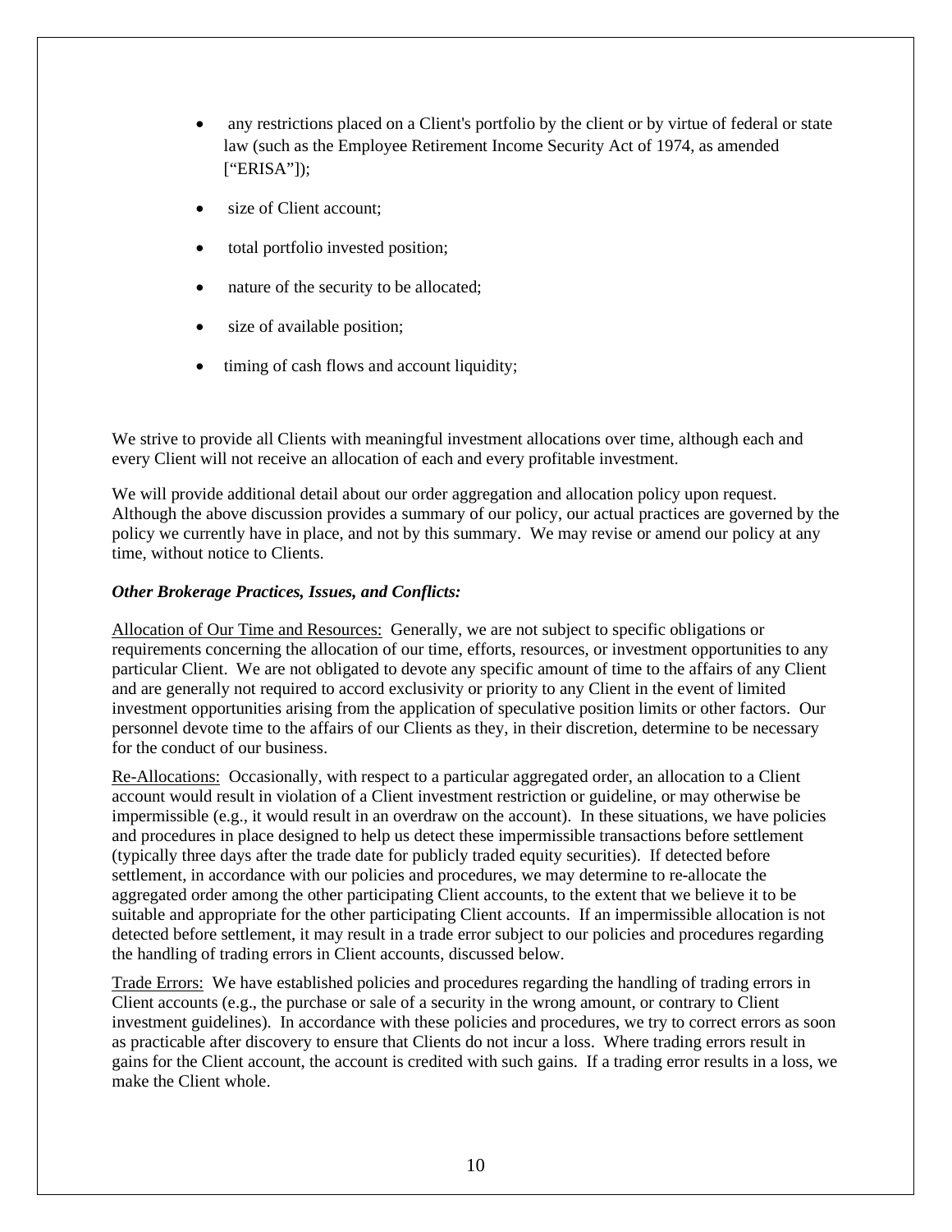- any restrictions placed on a Client's portfolio by the client or by virtue of federal or state law (such as the Employee Retirement Income Security Act of 1974, as amended ["ERISA"]);
- size of Client account;
- total portfolio invested position;
- nature of the security to be allocated;
- size of available position;
- timing of cash flows and account liquidity;

We strive to provide all Clients with meaningful investment allocations over time, although each and every Client will not receive an allocation of each and every profitable investment.

We will provide additional detail about our order aggregation and allocation policy upon request. Although the above discussion provides a summary of our policy, our actual practices are governed by the policy we currently have in place, and not by this summary. We may revise or amend our policy at any time, without notice to Clients.

***Other Brokerage Practices, Issues, and Conflicts:***

Allocation of Our Time and Resources: Generally, we are not subject to specific obligations or requirements concerning the allocation of our time, efforts, resources, or investment opportunities to any particular Client. We are not obligated to devote any specific amount of time to the affairs of any Client and are generally not required to accord exclusivity or priority to any Client in the event of limited investment opportunities arising from the application of speculative position limits or other factors. Our personnel devote time to the affairs of our Clients as they, in their discretion, determine to be necessary for the conduct of our business.

Re-Allocations: Occasionally, with respect to a particular aggregated order, an allocation to a Client account would result in violation of a Client investment restriction or guideline, or may otherwise be impermissible (e.g., it would result in an overdraw on the account). In these situations, we have policies and procedures in place designed to help us detect these impermissible transactions before settlement (typically three days after the trade date for publicly traded equity securities). If detected before settlement, in accordance with our policies and procedures, we may determine to re-allocate the aggregated order among the other participating Client accounts, to the extent that we believe it to be suitable and appropriate for the other participating Client accounts. If an impermissible allocation is not detected before settlement, it may result in a trade error subject to our policies and procedures regarding the handling of trading errors in Client accounts, discussed below.

Trade Errors: We have established policies and procedures regarding the handling of trading errors in Client accounts (e.g., the purchase or sale of a security in the wrong amount, or contrary to Client investment guidelines). In accordance with these policies and procedures, we try to correct errors as soon as practicable after discovery to ensure that Clients do not incur a loss. Where trading errors result in gains for the Client account, the account is credited with such gains. If a trading error results in a loss, we make the Client whole.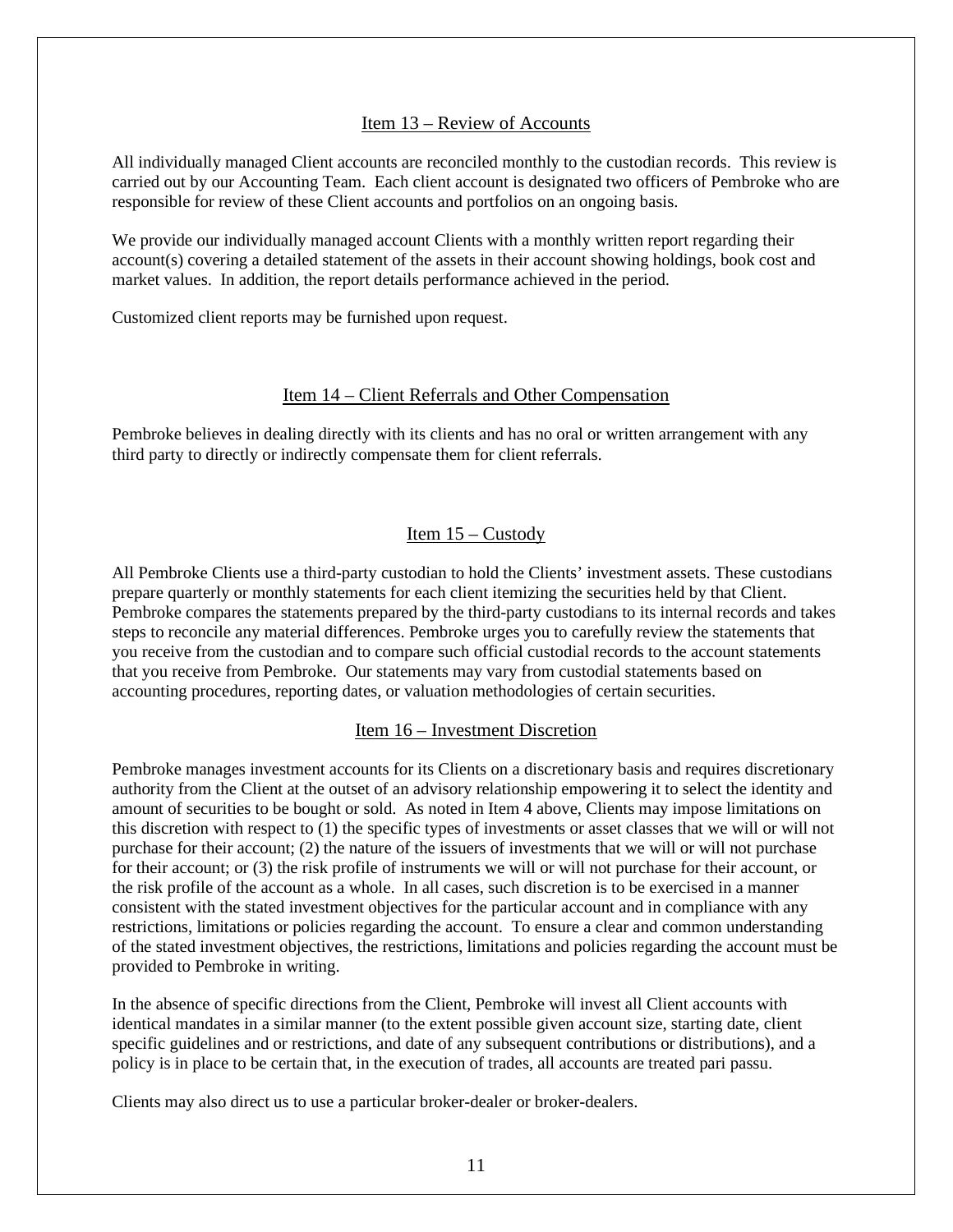## Item 13 – Review of Accounts

All individually managed Client accounts are reconciled monthly to the custodian records. This review is carried out by our Accounting Team. Each client account is designated two officers of Pembroke who are responsible for review of these Client accounts and portfolios on an ongoing basis.

We provide our individually managed account Clients with a monthly written report regarding their account(s) covering a detailed statement of the assets in their account showing holdings, book cost and market values. In addition, the report details performance achieved in the period.

Customized client reports may be furnished upon request.

## Item 14 – Client Referrals and Other Compensation

Pembroke believes in dealing directly with its clients and has no oral or written arrangement with any third party to directly or indirectly compensate them for client referrals.

## Item 15 – Custody

All Pembroke Clients use a third-party custodian to hold the Clients' investment assets. These custodians prepare quarterly or monthly statements for each client itemizing the securities held by that Client. Pembroke compares the statements prepared by the third-party custodians to its internal records and takes steps to reconcile any material differences. Pembroke urges you to carefully review the statements that you receive from the custodian and to compare such official custodial records to the account statements that you receive from Pembroke. Our statements may vary from custodial statements based on accounting procedures, reporting dates, or valuation methodologies of certain securities.

## Item 16 – Investment Discretion

Pembroke manages investment accounts for its Clients on a discretionary basis and requires discretionary authority from the Client at the outset of an advisory relationship empowering it to select the identity and amount of securities to be bought or sold. As noted in Item 4 above, Clients may impose limitations on this discretion with respect to (1) the specific types of investments or asset classes that we will or will not purchase for their account; (2) the nature of the issuers of investments that we will or will not purchase for their account; or (3) the risk profile of instruments we will or will not purchase for their account, or the risk profile of the account as a whole. In all cases, such discretion is to be exercised in a manner consistent with the stated investment objectives for the particular account and in compliance with any restrictions, limitations or policies regarding the account. To ensure a clear and common understanding of the stated investment objectives, the restrictions, limitations and policies regarding the account must be provided to Pembroke in writing.

In the absence of specific directions from the Client, Pembroke will invest all Client accounts with identical mandates in a similar manner (to the extent possible given account size, starting date, client specific guidelines and or restrictions, and date of any subsequent contributions or distributions), and a policy is in place to be certain that, in the execution of trades, all accounts are treated pari passu.

Clients may also direct us to use a particular broker-dealer or broker-dealers.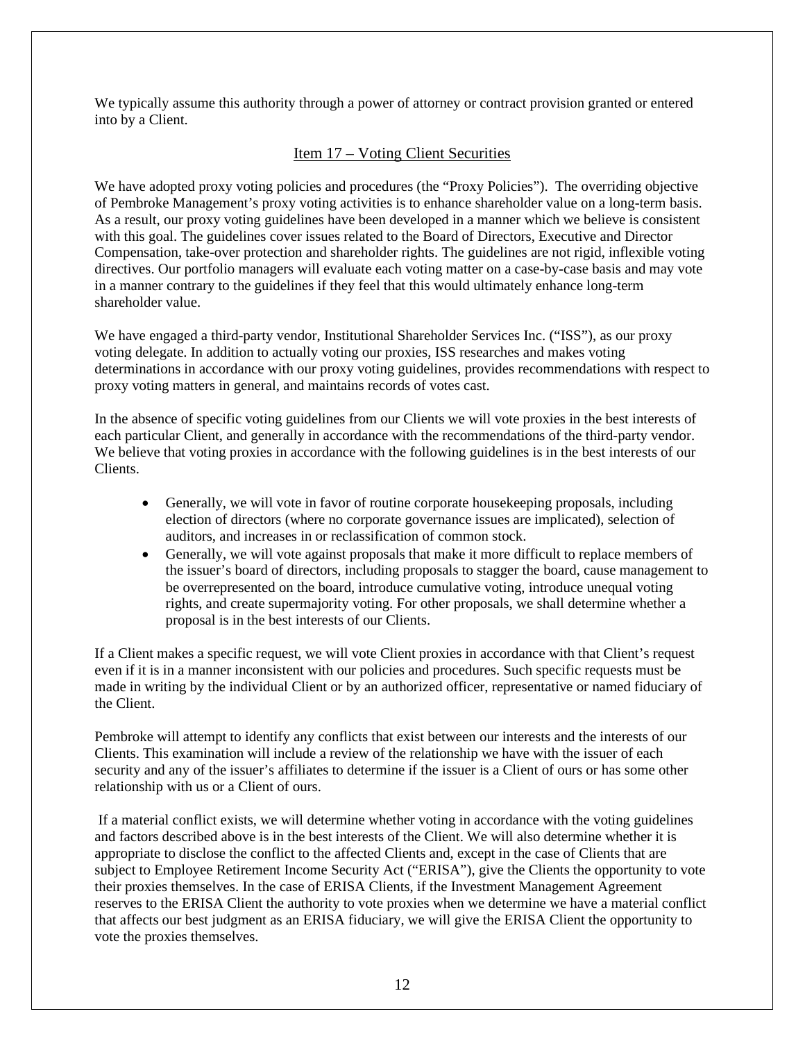We typically assume this authority through a power of attorney or contract provision granted or entered into by a Client.

## Item 17 – Voting Client Securities

We have adopted proxy voting policies and procedures (the "Proxy Policies"). The overriding objective of Pembroke Management's proxy voting activities is to enhance shareholder value on a long-term basis. As a result, our proxy voting guidelines have been developed in a manner which we believe is consistent with this goal. The guidelines cover issues related to the Board of Directors, Executive and Director Compensation, take-over protection and shareholder rights. The guidelines are not rigid, inflexible voting directives. Our portfolio managers will evaluate each voting matter on a case-by-case basis and may vote in a manner contrary to the guidelines if they feel that this would ultimately enhance long-term shareholder value.

We have engaged a third-party vendor, Institutional Shareholder Services Inc. ("ISS"), as our proxy voting delegate. In addition to actually voting our proxies, ISS researches and makes voting determinations in accordance with our proxy voting guidelines, provides recommendations with respect to proxy voting matters in general, and maintains records of votes cast.

In the absence of specific voting guidelines from our Clients we will vote proxies in the best interests of each particular Client, and generally in accordance with the recommendations of the third-party vendor. We believe that voting proxies in accordance with the following guidelines is in the best interests of our Clients.

- Generally, we will vote in favor of routine corporate housekeeping proposals, including election of directors (where no corporate governance issues are implicated), selection of auditors, and increases in or reclassification of common stock.
- Generally, we will vote against proposals that make it more difficult to replace members of the issuer's board of directors, including proposals to stagger the board, cause management to be overrepresented on the board, introduce cumulative voting, introduce unequal voting rights, and create supermajority voting. For other proposals, we shall determine whether a proposal is in the best interests of our Clients.

If a Client makes a specific request, we will vote Client proxies in accordance with that Client's request even if it is in a manner inconsistent with our policies and procedures. Such specific requests must be made in writing by the individual Client or by an authorized officer, representative or named fiduciary of the Client.

Pembroke will attempt to identify any conflicts that exist between our interests and the interests of our Clients. This examination will include a review of the relationship we have with the issuer of each security and any of the issuer's affiliates to determine if the issuer is a Client of ours or has some other relationship with us or a Client of ours.

If a material conflict exists, we will determine whether voting in accordance with the voting guidelines and factors described above is in the best interests of the Client. We will also determine whether it is appropriate to disclose the conflict to the affected Clients and, except in the case of Clients that are subject to Employee Retirement Income Security Act ("ERISA"), give the Clients the opportunity to vote their proxies themselves. In the case of ERISA Clients, if the Investment Management Agreement reserves to the ERISA Client the authority to vote proxies when we determine we have a material conflict that affects our best judgment as an ERISA fiduciary, we will give the ERISA Client the opportunity to vote the proxies themselves.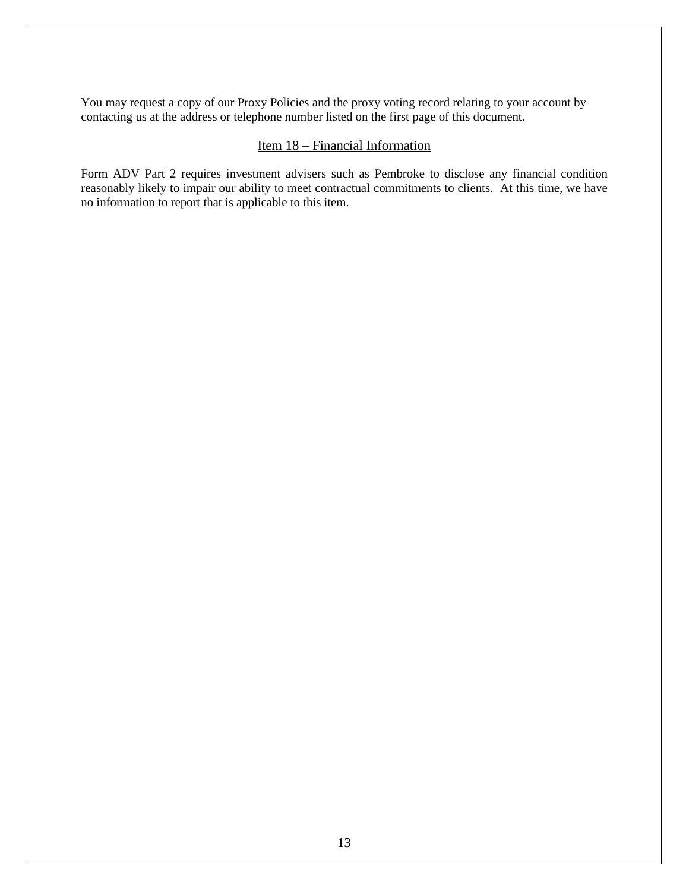You may request a copy of our Proxy Policies and the proxy voting record relating to your account by contacting us at the address or telephone number listed on the first page of this document.

## Item 18 – Financial Information

Form ADV Part 2 requires investment advisers such as Pembroke to disclose any financial condition reasonably likely to impair our ability to meet contractual commitments to clients. At this time, we have no information to report that is applicable to this item.